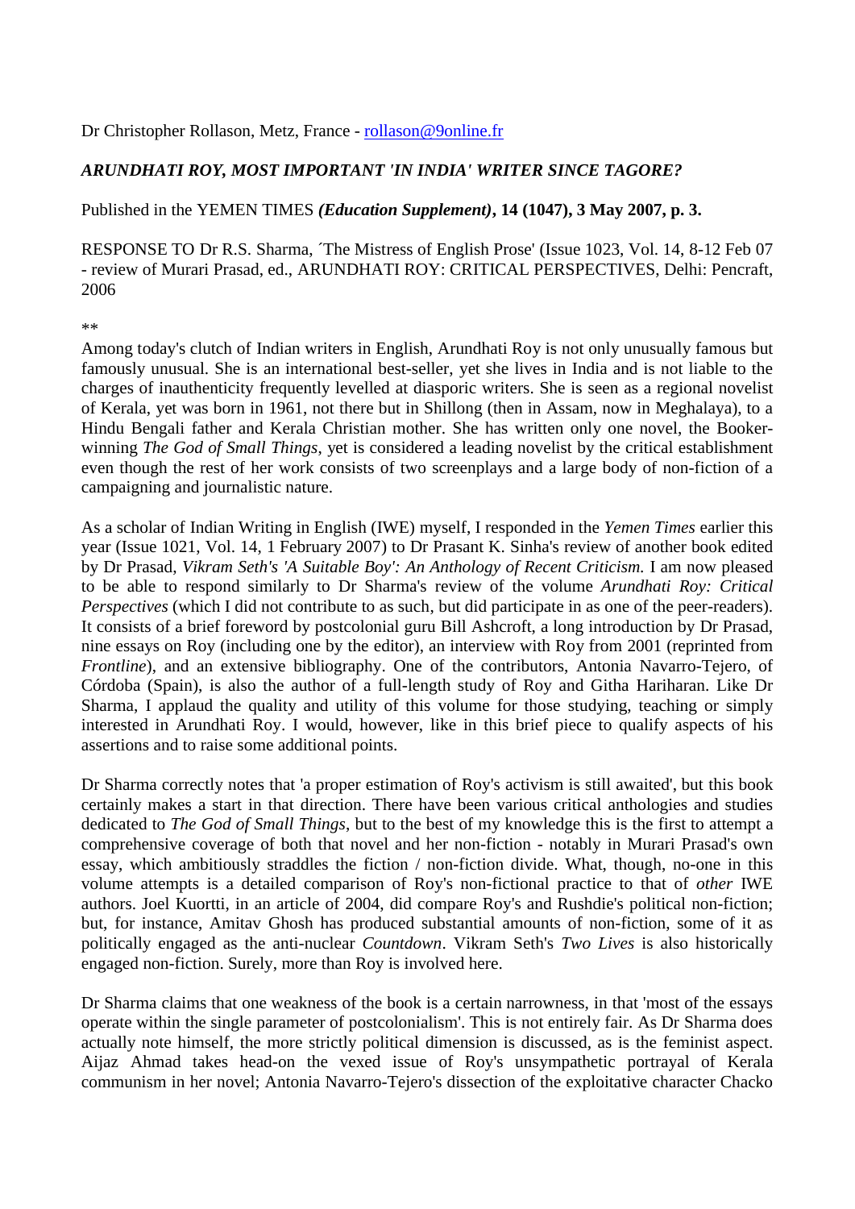Dr Christopher Rollason, Metz, France - rollason@9online.fr

*ARUNDHATI ROY, MOST IMPORTANT 'IN INDIA' WRITER SINCE TAGORE?*

Published in the YEMEN TIMES ***(Education Supplement)*, 14 (1047), 3 May 2007, p. 3.**

RESPONSE TO Dr R.S. Sharma, ´The Mistress of English Prose' (Issue 1023, Vol. 14, 8-12 Feb 07 - review of Murari Prasad, ed., ARUNDHATI ROY: CRITICAL PERSPECTIVES, Delhi: Pencraft, 2006

**

Among today's clutch of Indian writers in English, Arundhati Roy is not only unusually famous but famously unusual. She is an international best-seller, yet she lives in India and is not liable to the charges of inauthenticity frequently levelled at diasporic writers. She is seen as a regional novelist of Kerala, yet was born in 1961, not there but in Shillong (then in Assam, now in Meghalaya), to a Hindu Bengali father and Kerala Christian mother. She has written only one novel, the Booker-winning *The God of Small Things*, yet is considered a leading novelist by the critical establishment even though the rest of her work consists of two screenplays and a large body of non-fiction of a campaigning and journalistic nature.

As a scholar of Indian Writing in English (IWE) myself, I responded in the *Yemen Times* earlier this year (Issue 1021, Vol. 14, 1 February 2007) to Dr Prasant K. Sinha's review of another book edited by Dr Prasad, *Vikram Seth's 'A Suitable Boy': An Anthology of Recent Criticism.* I am now pleased to be able to respond similarly to Dr Sharma's review of the volume *Arundhati Roy: Critical Perspectives* (which I did not contribute to as such, but did participate in as one of the peer-readers). It consists of a brief foreword by postcolonial guru Bill Ashcroft, a long introduction by Dr Prasad, nine essays on Roy (including one by the editor), an interview with Roy from 2001 (reprinted from *Frontline*), and an extensive bibliography. One of the contributors, Antonia Navarro-Tejero, of Córdoba (Spain), is also the author of a full-length study of Roy and Githa Hariharan. Like Dr Sharma, I applaud the quality and utility of this volume for those studying, teaching or simply interested in Arundhati Roy. I would, however, like in this brief piece to qualify aspects of his assertions and to raise some additional points.

Dr Sharma correctly notes that 'a proper estimation of Roy's activism is still awaited', but this book certainly makes a start in that direction. There have been various critical anthologies and studies dedicated to *The God of Small Things*, but to the best of my knowledge this is the first to attempt a comprehensive coverage of both that novel and her non-fiction - notably in Murari Prasad's own essay, which ambitiously straddles the fiction / non-fiction divide. What, though, no-one in this volume attempts is a detailed comparison of Roy's non-fictional practice to that of *other* IWE authors. Joel Kuortti, in an article of 2004, did compare Roy's and Rushdie's political non-fiction; but, for instance, Amitav Ghosh has produced substantial amounts of non-fiction, some of it as politically engaged as the anti-nuclear *Countdown*. Vikram Seth's *Two Lives* is also historically engaged non-fiction. Surely, more than Roy is involved here.

Dr Sharma claims that one weakness of the book is a certain narrowness, in that 'most of the essays operate within the single parameter of postcolonialism'. This is not entirely fair. As Dr Sharma does actually note himself, the more strictly political dimension is discussed, as is the feminist aspect. Aijaz Ahmad takes head-on the vexed issue of Roy's unsympathetic portrayal of Kerala communism in her novel; Antonia Navarro-Tejero's dissection of the exploitative character Chacko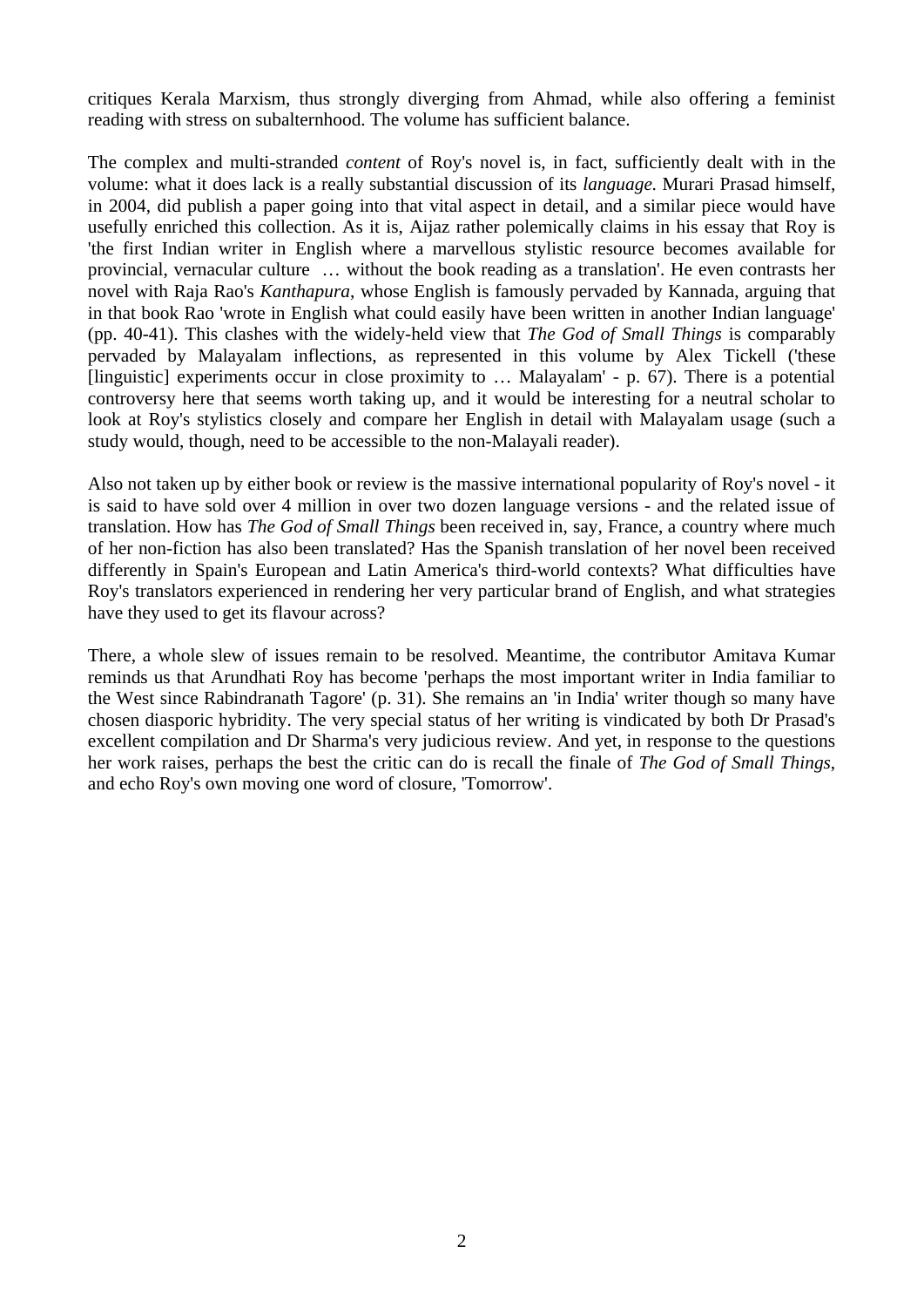critiques Kerala Marxism, thus strongly diverging from Ahmad, while also offering a feminist reading with stress on subalternhood. The volume has sufficient balance.

The complex and multi-stranded *content* of Roy's novel is, in fact, sufficiently dealt with in the volume: what it does lack is a really substantial discussion of its *language.* Murari Prasad himself, in 2004, did publish a paper going into that vital aspect in detail, and a similar piece would have usefully enriched this collection. As it is, Aijaz rather polemically claims in his essay that Roy is 'the first Indian writer in English where a marvellous stylistic resource becomes available for provincial, vernacular culture … without the book reading as a translation'. He even contrasts her novel with Raja Rao's *Kanthapura*, whose English is famously pervaded by Kannada, arguing that in that book Rao 'wrote in English what could easily have been written in another Indian language' (pp. 40-41). This clashes with the widely-held view that *The God of Small Things* is comparably pervaded by Malayalam inflections, as represented in this volume by Alex Tickell ('these [linguistic] experiments occur in close proximity to … Malayalam' - p. 67). There is a potential controversy here that seems worth taking up, and it would be interesting for a neutral scholar to look at Roy's stylistics closely and compare her English in detail with Malayalam usage (such a study would, though, need to be accessible to the non-Malayali reader).

Also not taken up by either book or review is the massive international popularity of Roy's novel - it is said to have sold over 4 million in over two dozen language versions - and the related issue of translation. How has *The God of Small Things* been received in, say, France, a country where much of her non-fiction has also been translated? Has the Spanish translation of her novel been received differently in Spain's European and Latin America's third-world contexts? What difficulties have Roy's translators experienced in rendering her very particular brand of English, and what strategies have they used to get its flavour across?

There, a whole slew of issues remain to be resolved. Meantime, the contributor Amitava Kumar reminds us that Arundhati Roy has become 'perhaps the most important writer in India familiar to the West since Rabindranath Tagore' (p. 31). She remains an 'in India' writer though so many have chosen diasporic hybridity. The very special status of her writing is vindicated by both Dr Prasad's excellent compilation and Dr Sharma's very judicious review. And yet, in response to the questions her work raises, perhaps the best the critic can do is recall the finale of *The God of Small Things*, and echo Roy's own moving one word of closure, 'Tomorrow'.